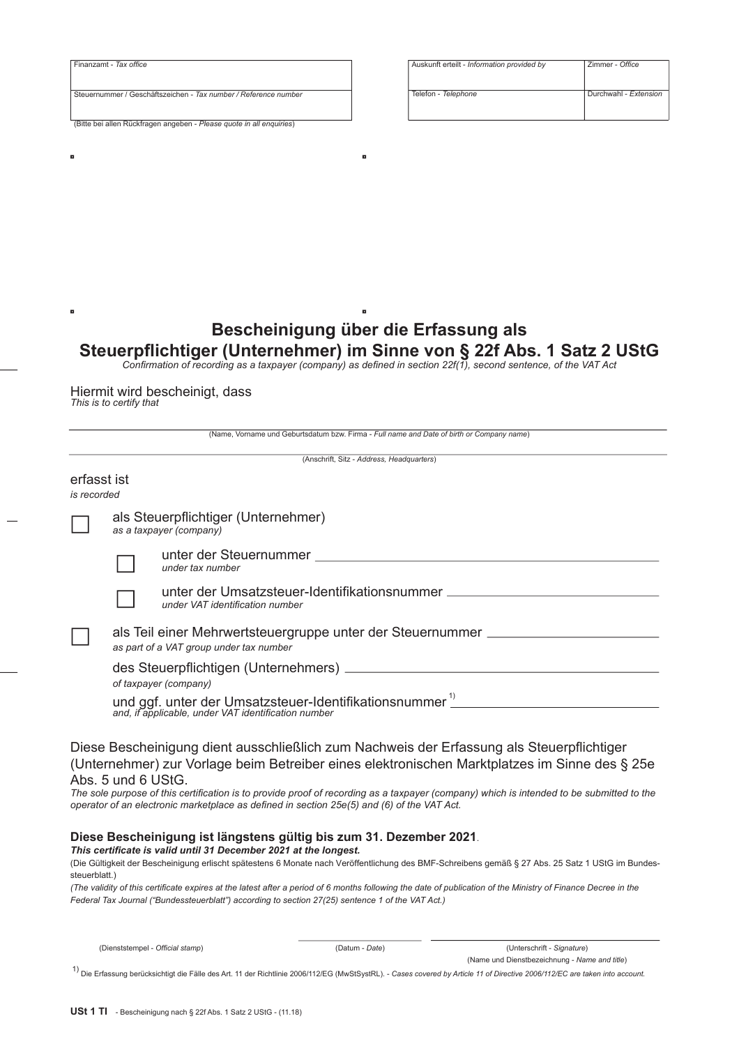| Finanzamt - *Tax office* | | Auskunft erteilt - *Information provided by* | Zimmer - *Office* |
|---|---|---|---|
| Steuernummer / Geschäftszeichen - *Tax number / Reference number* | | Telefon - *Telephone* | Durchwahl - *Extension* |

(Bitte bei allen Rückfragen angeben - *Please quote in all enquiries*)

# Bescheinigung über die Erfassung als Steuerpflichtiger (Unternehmer) im Sinne von § 22f Abs. 1 Satz 2 UStG

*Confirmation of recording as a taxpayer (company) as defined in section 22f(1), second sentence, of the VAT Act*

Hiermit wird bescheinigt, dass
*This is to certify that*

_______________________________________________
(Name, Vorname und Geburtsdatum bzw. Firma - *Full name and Date of birth or Company name*)

_______________________________________________
(Anschrift, Sitz - *Address, Headquarters*)

erfasst ist
*is recorded*

☐ als Steuerpflichtiger (Unternehmer)
*as a taxpayer (company)*

- ☐ unter der Steuernummer ____________________
  *under tax number*
- ☐ unter der Umsatzsteuer-Identifikationsnummer ____________________
  *under VAT identification number*

☐ als Teil einer Mehrwertsteuergruppe unter der Steuernummer ____________________
*as part of a VAT group under tax number*

des Steuerpflichtigen (Unternehmers) ____________________
*of taxpayer (company)*

und ggf. unter der Umsatzsteuer-Identifikationsnummer [1] ____________________
*and, if applicable, under VAT identification number*

Diese Bescheinigung dient ausschließlich zum Nachweis der Erfassung als Steuerpflichtiger (Unternehmer) zur Vorlage beim Betreiber eines elektronischen Marktplatzes im Sinne des § 25e Abs. 5 und 6 UStG.
*The sole purpose of this certification is to provide proof of recording as a taxpayer (company) which is intended to be submitted to the operator of an electronic marketplace as defined in section 25e(5) and (6) of the VAT Act.*

**Diese Bescheinigung ist längstens gültig bis zum 31. Dezember 2021**.
***This certificate is valid until 31 December 2021 at the longest.***

(Die Gültigkeit der Bescheinigung erlischt spätestens 6 Monate nach Veröffentlichung des BMF-Schreibens gemäß § 27 Abs. 25 Satz 1 UStG im Bundessteuerblatt.)
*(The validity of this certificate expires at the latest after a period of 6 months following the date of publication of the Ministry of Finance Decree in the Federal Tax Journal ("Bundessteuerblatt") according to section 27(25) sentence 1 of the VAT Act.)*

(Dienststempel - *Official stamp*)    (Datum - *Date*)    (Unterschrift - *Signature*)
(Name und Dienstbezeichnung - *Name and title*)

[1] Die Erfassung berücksichtigt die Fälle des Art. 11 der Richtlinie 2006/112/EG (MwStSystRL). - *Cases covered by Article 11 of Directive 2006/112/EC are taken into account.*

**USt 1 TI** - Bescheinigung nach § 22f Abs. 1 Satz 2 UStG - (11.18)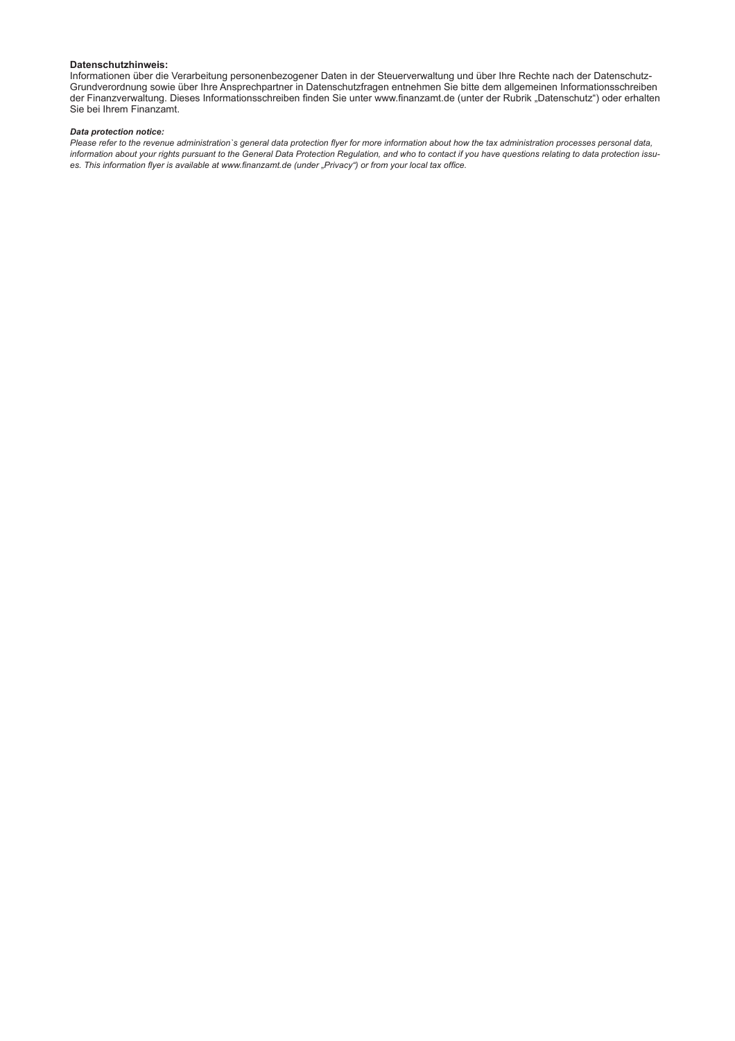**Datenschutzhinweis:**
Informationen über die Verarbeitung personenbezogener Daten in der Steuerverwaltung und über Ihre Rechte nach der Datenschutz-Grundverordnung sowie über Ihre Ansprechpartner in Datenschutzfragen entnehmen Sie bitte dem allgemeinen Informationsschreiben der Finanzverwaltung. Dieses Informationsschreiben finden Sie unter www.finanzamt.de (unter der Rubrik „Datenschutz") oder erhalten Sie bei Ihrem Finanzamt.

***Data protection notice:***
*Please refer to the revenue administration`s general data protection flyer for more information about how the tax administration processes personal data, information about your rights pursuant to the General Data Protection Regulation, and who to contact if you have questions relating to data protection issues. This information flyer is available at www.finanzamt.de (under „Privacy") or from your local tax office.*